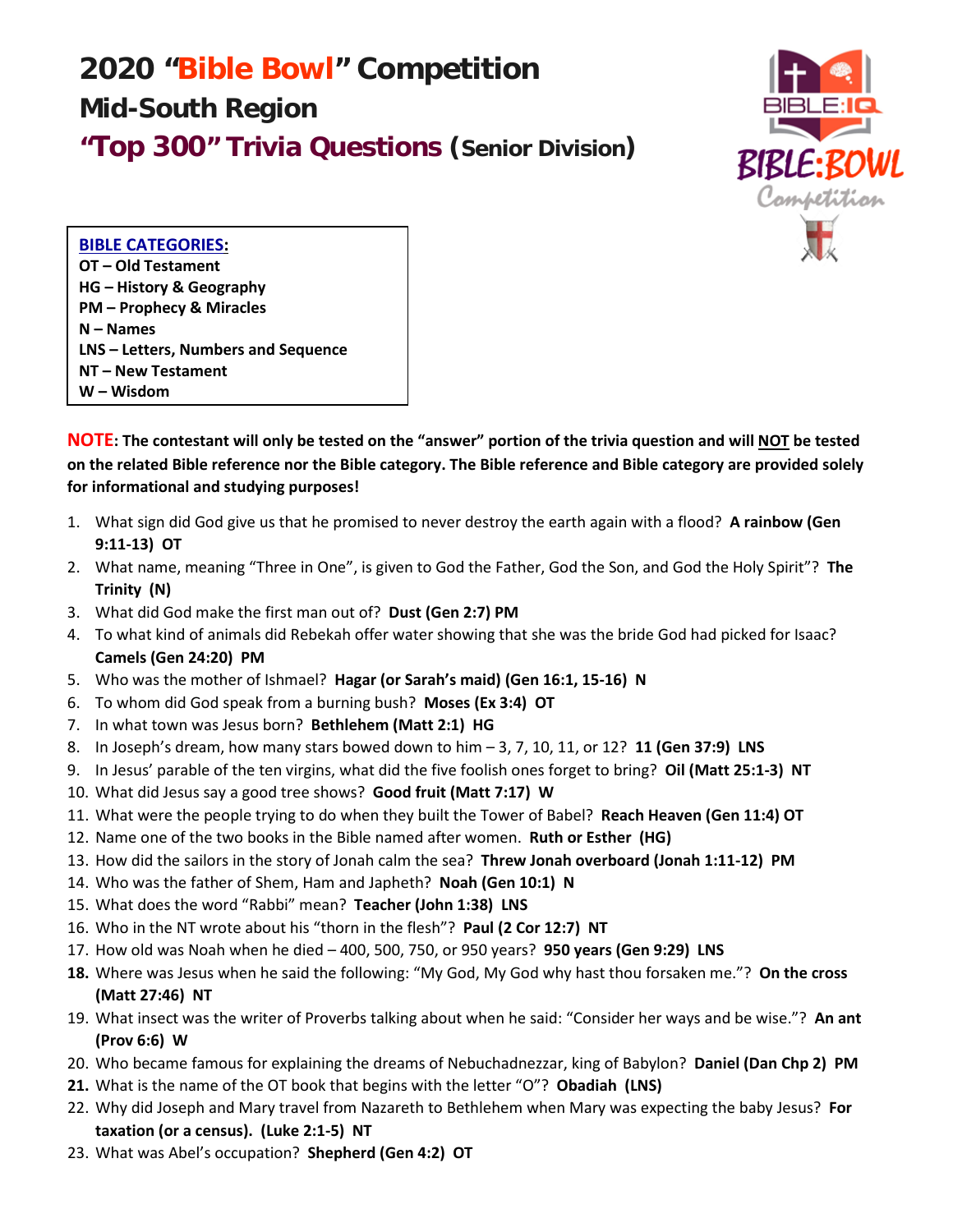# 2020 "Bible Bowl" Competition

## Mid-South Region

## "Top 300" Trivia Questions (Senior Division)

**BIBLE CATEGORIES:**
**OT – Old Testament**
**HG – History & Geography**
**PM – Prophecy & Miracles**
**N – Names**
**LNS – Letters, Numbers and Sequence**
**NT – New Testament**
**W – Wisdom**

**NOTE: The contestant will only be tested on the "answer" portion of the trivia question and will NOT be tested on the related Bible reference nor the Bible category. The Bible reference and Bible category are provided solely for informational and studying purposes!**

1. What sign did God give us that he promised to never destroy the earth again with a flood? **A rainbow (Gen 9:11-13) OT**
2. What name, meaning "Three in One", is given to God the Father, God the Son, and God the Holy Spirit"? **The Trinity (N)**
3. What did God make the first man out of? **Dust (Gen 2:7) PM**
4. To what kind of animals did Rebekah offer water showing that she was the bride God had picked for Isaac? **Camels (Gen 24:20) PM**
5. Who was the mother of Ishmael? **Hagar (or Sarah's maid) (Gen 16:1, 15-16) N**
6. To whom did God speak from a burning bush? **Moses (Ex 3:4) OT**
7. In what town was Jesus born? **Bethlehem (Matt 2:1) HG**
8. In Joseph's dream, how many stars bowed down to him – 3, 7, 10, 11, or 12? **11 (Gen 37:9) LNS**
9. In Jesus' parable of the ten virgins, what did the five foolish ones forget to bring? **Oil (Matt 25:1-3) NT**
10. What did Jesus say a good tree shows? **Good fruit (Matt 7:17) W**
11. What were the people trying to do when they built the Tower of Babel? **Reach Heaven (Gen 11:4) OT**
12. Name one of the two books in the Bible named after women. **Ruth or Esther (HG)**
13. How did the sailors in the story of Jonah calm the sea? **Threw Jonah overboard (Jonah 1:11-12) PM**
14. Who was the father of Shem, Ham and Japheth? **Noah (Gen 10:1) N**
15. What does the word "Rabbi" mean? **Teacher (John 1:38) LNS**
16. Who in the NT wrote about his "thorn in the flesh"? **Paul (2 Cor 12:7) NT**
17. How old was Noah when he died – 400, 500, 750, or 950 years? **950 years (Gen 9:29) LNS**
18. Where was Jesus when he said the following: "My God, My God why hast thou forsaken me."? **On the cross (Matt 27:46) NT**
19. What insect was the writer of Proverbs talking about when he said: "Consider her ways and be wise."? **An ant (Prov 6:6) W**
20. Who became famous for explaining the dreams of Nebuchadnezzar, king of Babylon? **Daniel (Dan Chp 2) PM**
21. What is the name of the OT book that begins with the letter "O"? **Obadiah (LNS)**
22. Why did Joseph and Mary travel from Nazareth to Bethlehem when Mary was expecting the baby Jesus? **For taxation (or a census). (Luke 2:1-5) NT**
23. What was Abel's occupation? **Shepherd (Gen 4:2) OT**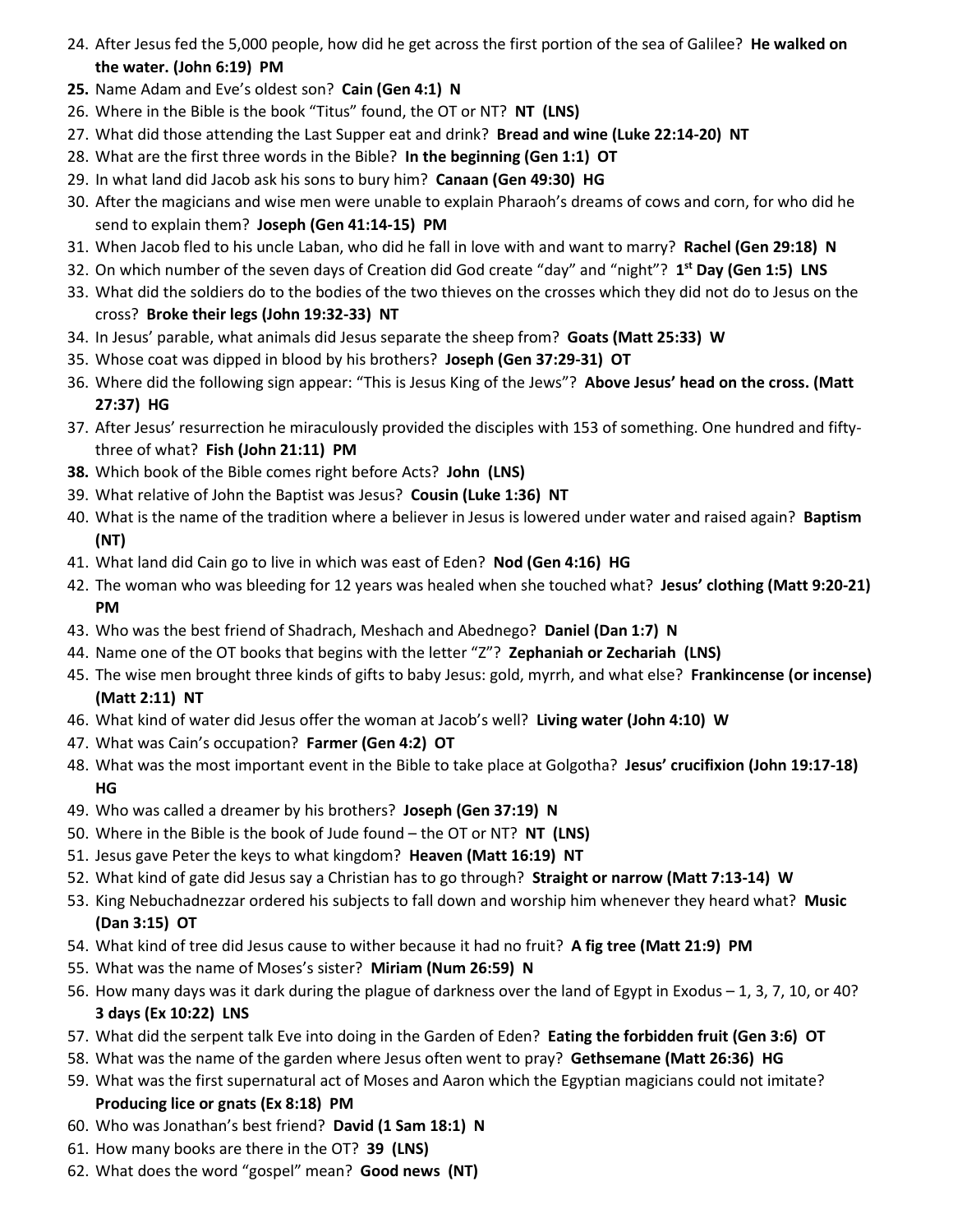24. After Jesus fed the 5,000 people, how did he get across the first portion of the sea of Galilee? **He walked on the water. (John 6:19) PM**
25. Name Adam and Eve's oldest son? **Cain (Gen 4:1) N**
26. Where in the Bible is the book "Titus" found, the OT or NT? **NT (LNS)**
27. What did those attending the Last Supper eat and drink? **Bread and wine (Luke 22:14-20) NT**
28. What are the first three words in the Bible? **In the beginning (Gen 1:1) OT**
29. In what land did Jacob ask his sons to bury him? **Canaan (Gen 49:30) HG**
30. After the magicians and wise men were unable to explain Pharaoh's dreams of cows and corn, for who did he send to explain them? **Joseph (Gen 41:14-15) PM**
31. When Jacob fled to his uncle Laban, who did he fall in love with and want to marry? **Rachel (Gen 29:18) N**
32. On which number of the seven days of Creation did God create "day" and "night"? **1st Day (Gen 1:5) LNS**
33. What did the soldiers do to the bodies of the two thieves on the crosses which they did not do to Jesus on the cross? **Broke their legs (John 19:32-33) NT**
34. In Jesus' parable, what animals did Jesus separate the sheep from? **Goats (Matt 25:33) W**
35. Whose coat was dipped in blood by his brothers? **Joseph (Gen 37:29-31) OT**
36. Where did the following sign appear: "This is Jesus King of the Jews"? **Above Jesus' head on the cross. (Matt 27:37) HG**
37. After Jesus' resurrection he miraculously provided the disciples with 153 of something. One hundred and fifty-three of what? **Fish (John 21:11) PM**
38. Which book of the Bible comes right before Acts? **John (LNS)**
39. What relative of John the Baptist was Jesus? **Cousin (Luke 1:36) NT**
40. What is the name of the tradition where a believer in Jesus is lowered under water and raised again? **Baptism (NT)**
41. What land did Cain go to live in which was east of Eden? **Nod (Gen 4:16) HG**
42. The woman who was bleeding for 12 years was healed when she touched what? **Jesus' clothing (Matt 9:20-21) PM**
43. Who was the best friend of Shadrach, Meshach and Abednego? **Daniel (Dan 1:7) N**
44. Name one of the OT books that begins with the letter "Z"? **Zephaniah or Zechariah (LNS)**
45. The wise men brought three kinds of gifts to baby Jesus: gold, myrrh, and what else? **Frankincense (or incense) (Matt 2:11) NT**
46. What kind of water did Jesus offer the woman at Jacob's well? **Living water (John 4:10) W**
47. What was Cain's occupation? **Farmer (Gen 4:2) OT**
48. What was the most important event in the Bible to take place at Golgotha? **Jesus' crucifixion (John 19:17-18) HG**
49. Who was called a dreamer by his brothers? **Joseph (Gen 37:19) N**
50. Where in the Bible is the book of Jude found – the OT or NT? **NT (LNS)**
51. Jesus gave Peter the keys to what kingdom? **Heaven (Matt 16:19) NT**
52. What kind of gate did Jesus say a Christian has to go through? **Straight or narrow (Matt 7:13-14) W**
53. King Nebuchadnezzar ordered his subjects to fall down and worship him whenever they heard what? **Music (Dan 3:15) OT**
54. What kind of tree did Jesus cause to wither because it had no fruit? **A fig tree (Matt 21:9) PM**
55. What was the name of Moses's sister? **Miriam (Num 26:59) N**
56. How many days was it dark during the plague of darkness over the land of Egypt in Exodus – 1, 3, 7, 10, or 40? **3 days (Ex 10:22) LNS**
57. What did the serpent talk Eve into doing in the Garden of Eden? **Eating the forbidden fruit (Gen 3:6) OT**
58. What was the name of the garden where Jesus often went to pray? **Gethsemane (Matt 26:36) HG**
59. What was the first supernatural act of Moses and Aaron which the Egyptian magicians could not imitate? **Producing lice or gnats (Ex 8:18) PM**
60. Who was Jonathan's best friend? **David (1 Sam 18:1) N**
61. How many books are there in the OT? **39 (LNS)**
62. What does the word "gospel" mean? **Good news (NT)**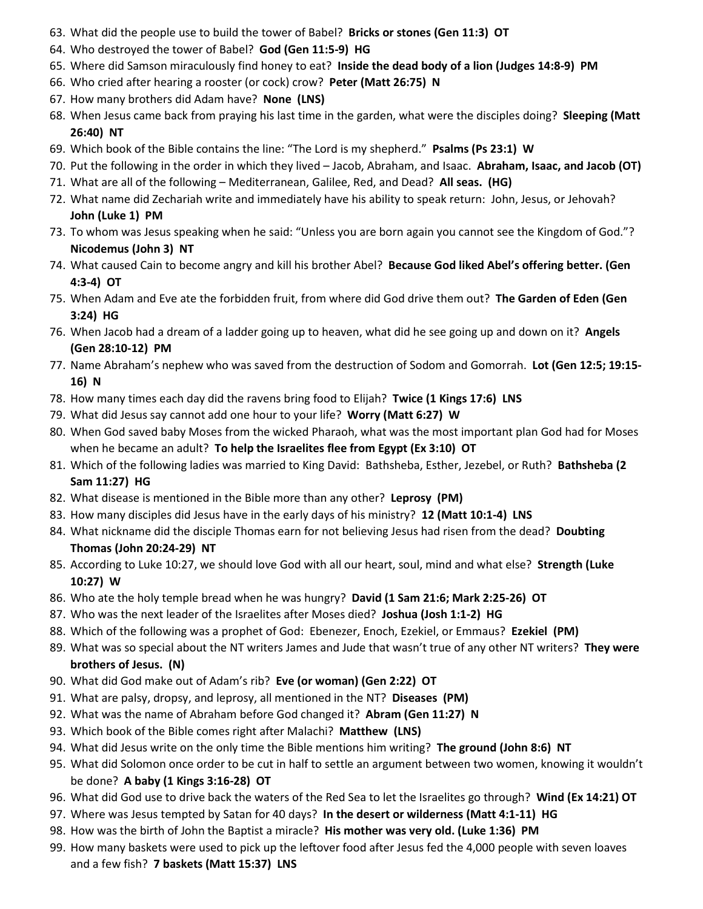63. What did the people use to build the tower of Babel? **Bricks or stones (Gen 11:3) OT**
64. Who destroyed the tower of Babel? **God (Gen 11:5-9) HG**
65. Where did Samson miraculously find honey to eat? **Inside the dead body of a lion (Judges 14:8-9) PM**
66. Who cried after hearing a rooster (or cock) crow? **Peter (Matt 26:75) N**
67. How many brothers did Adam have? **None (LNS)**
68. When Jesus came back from praying his last time in the garden, what were the disciples doing? **Sleeping (Matt 26:40) NT**
69. Which book of the Bible contains the line: "The Lord is my shepherd." **Psalms (Ps 23:1) W**
70. Put the following in the order in which they lived – Jacob, Abraham, and Isaac. **Abraham, Isaac, and Jacob (OT)**
71. What are all of the following – Mediterranean, Galilee, Red, and Dead? **All seas. (HG)**
72. What name did Zechariah write and immediately have his ability to speak return: John, Jesus, or Jehovah? **John (Luke 1) PM**
73. To whom was Jesus speaking when he said: "Unless you are born again you cannot see the Kingdom of God."? **Nicodemus (John 3) NT**
74. What caused Cain to become angry and kill his brother Abel? **Because God liked Abel's offering better. (Gen 4:3-4) OT**
75. When Adam and Eve ate the forbidden fruit, from where did God drive them out? **The Garden of Eden (Gen 3:24) HG**
76. When Jacob had a dream of a ladder going up to heaven, what did he see going up and down on it? **Angels (Gen 28:10-12) PM**
77. Name Abraham's nephew who was saved from the destruction of Sodom and Gomorrah. **Lot (Gen 12:5; 19:15-16) N**
78. How many times each day did the ravens bring food to Elijah? **Twice (1 Kings 17:6) LNS**
79. What did Jesus say cannot add one hour to your life? **Worry (Matt 6:27) W**
80. When God saved baby Moses from the wicked Pharaoh, what was the most important plan God had for Moses when he became an adult? **To help the Israelites flee from Egypt (Ex 3:10) OT**
81. Which of the following ladies was married to King David: Bathsheba, Esther, Jezebel, or Ruth? **Bathsheba (2 Sam 11:27) HG**
82. What disease is mentioned in the Bible more than any other? **Leprosy (PM)**
83. How many disciples did Jesus have in the early days of his ministry? **12 (Matt 10:1-4) LNS**
84. What nickname did the disciple Thomas earn for not believing Jesus had risen from the dead? **Doubting Thomas (John 20:24-29) NT**
85. According to Luke 10:27, we should love God with all our heart, soul, mind and what else? **Strength (Luke 10:27) W**
86. Who ate the holy temple bread when he was hungry? **David (1 Sam 21:6; Mark 2:25-26) OT**
87. Who was the next leader of the Israelites after Moses died? **Joshua (Josh 1:1-2) HG**
88. Which of the following was a prophet of God: Ebenezer, Enoch, Ezekiel, or Emmaus? **Ezekiel (PM)**
89. What was so special about the NT writers James and Jude that wasn't true of any other NT writers? **They were brothers of Jesus. (N)**
90. What did God make out of Adam's rib? **Eve (or woman) (Gen 2:22) OT**
91. What are palsy, dropsy, and leprosy, all mentioned in the NT? **Diseases (PM)**
92. What was the name of Abraham before God changed it? **Abram (Gen 11:27) N**
93. Which book of the Bible comes right after Malachi? **Matthew (LNS)**
94. What did Jesus write on the only time the Bible mentions him writing? **The ground (John 8:6) NT**
95. What did Solomon once order to be cut in half to settle an argument between two women, knowing it wouldn't be done? **A baby (1 Kings 3:16-28) OT**
96. What did God use to drive back the waters of the Red Sea to let the Israelites go through? **Wind (Ex 14:21) OT**
97. Where was Jesus tempted by Satan for 40 days? **In the desert or wilderness (Matt 4:1-11) HG**
98. How was the birth of John the Baptist a miracle? **His mother was very old. (Luke 1:36) PM**
99. How many baskets were used to pick up the leftover food after Jesus fed the 4,000 people with seven loaves and a few fish? **7 baskets (Matt 15:37) LNS**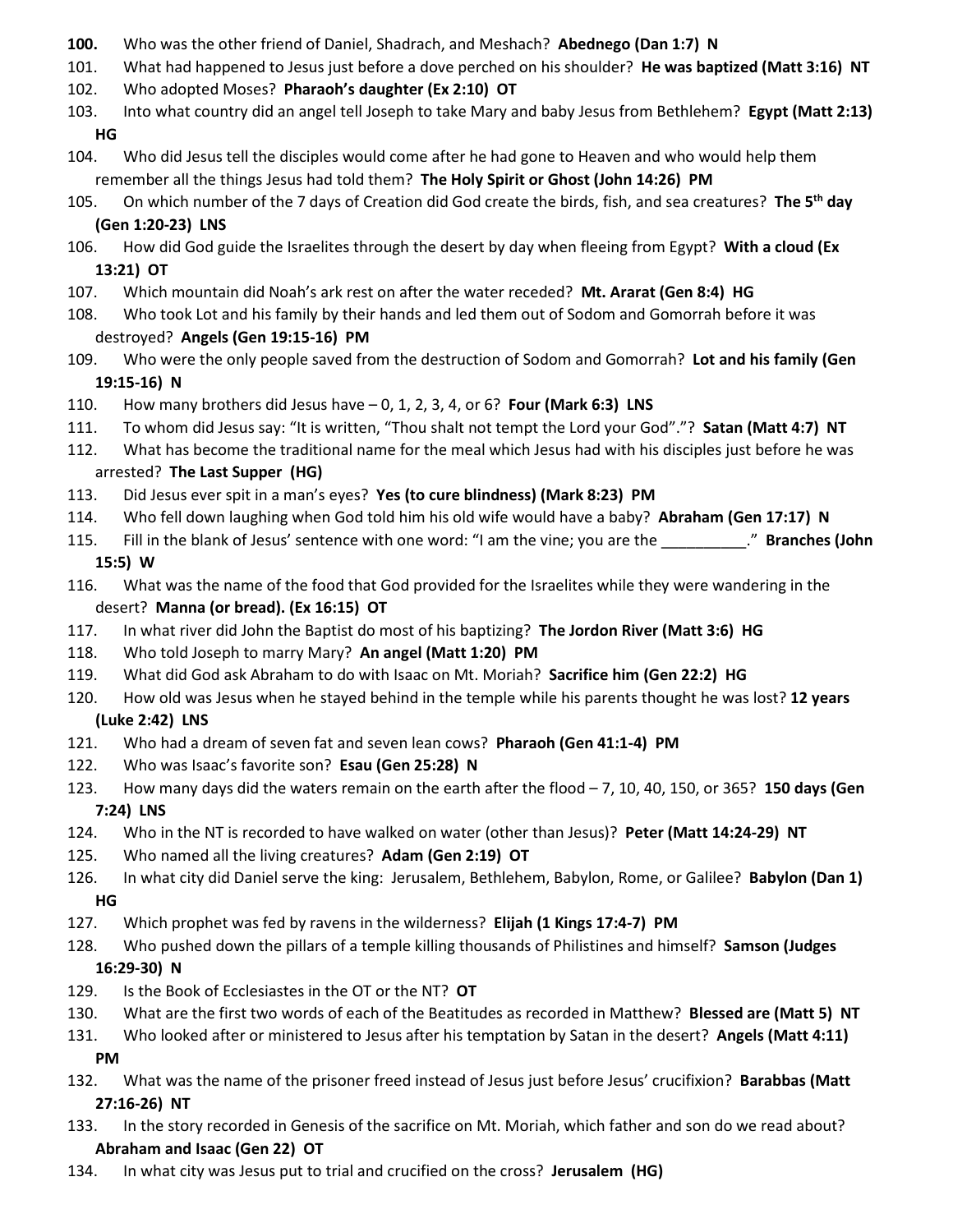**100.** Who was the other friend of Daniel, Shadrach, and Meshach? **Abednego (Dan 1:7) N**

101. What had happened to Jesus just before a dove perched on his shoulder? **He was baptized (Matt 3:16) NT**

102. Who adopted Moses? **Pharaoh's daughter (Ex 2:10) OT**

103. Into what country did an angel tell Joseph to take Mary and baby Jesus from Bethlehem? **Egypt (Matt 2:13) HG**

104. Who did Jesus tell the disciples would come after he had gone to Heaven and who would help them remember all the things Jesus had told them? **The Holy Spirit or Ghost (John 14:26) PM**

105. On which number of the 7 days of Creation did God create the birds, fish, and sea creatures? **The 5th day (Gen 1:20-23) LNS**

106. How did God guide the Israelites through the desert by day when fleeing from Egypt? **With a cloud (Ex 13:21) OT**

107. Which mountain did Noah's ark rest on after the water receded? **Mt. Ararat (Gen 8:4) HG**

108. Who took Lot and his family by their hands and led them out of Sodom and Gomorrah before it was destroyed? **Angels (Gen 19:15-16) PM**

109. Who were the only people saved from the destruction of Sodom and Gomorrah? **Lot and his family (Gen 19:15-16) N**

110. How many brothers did Jesus have – 0, 1, 2, 3, 4, or 6? **Four (Mark 6:3) LNS**

111. To whom did Jesus say: "It is written, "Thou shalt not tempt the Lord your God"."? **Satan (Matt 4:7) NT**

112. What has become the traditional name for the meal which Jesus had with his disciples just before he was arrested? **The Last Supper (HG)**

113. Did Jesus ever spit in a man's eyes? **Yes (to cure blindness) (Mark 8:23) PM**

114. Who fell down laughing when God told him his old wife would have a baby? **Abraham (Gen 17:17) N**

115. Fill in the blank of Jesus' sentence with one word: "I am the vine; you are the __________." **Branches (John 15:5) W**

116. What was the name of the food that God provided for the Israelites while they were wandering in the desert? **Manna (or bread). (Ex 16:15) OT**

117. In what river did John the Baptist do most of his baptizing? **The Jordon River (Matt 3:6) HG**

118. Who told Joseph to marry Mary? **An angel (Matt 1:20) PM**

119. What did God ask Abraham to do with Isaac on Mt. Moriah? **Sacrifice him (Gen 22:2) HG**

120. How old was Jesus when he stayed behind in the temple while his parents thought he was lost? **12 years (Luke 2:42) LNS**

121. Who had a dream of seven fat and seven lean cows? **Pharaoh (Gen 41:1-4) PM**

122. Who was Isaac's favorite son? **Esau (Gen 25:28) N**

123. How many days did the waters remain on the earth after the flood – 7, 10, 40, 150, or 365? **150 days (Gen 7:24) LNS**

124. Who in the NT is recorded to have walked on water (other than Jesus)? **Peter (Matt 14:24-29) NT**

125. Who named all the living creatures? **Adam (Gen 2:19) OT**

126. In what city did Daniel serve the king: Jerusalem, Bethlehem, Babylon, Rome, or Galilee? **Babylon (Dan 1) HG**

127. Which prophet was fed by ravens in the wilderness? **Elijah (1 Kings 17:4-7) PM**

128. Who pushed down the pillars of a temple killing thousands of Philistines and himself? **Samson (Judges 16:29-30) N**

129. Is the Book of Ecclesiastes in the OT or the NT? **OT**

130. What are the first two words of each of the Beatitudes as recorded in Matthew? **Blessed are (Matt 5) NT**

131. Who looked after or ministered to Jesus after his temptation by Satan in the desert? **Angels (Matt 4:11) PM**

132. What was the name of the prisoner freed instead of Jesus just before Jesus' crucifixion? **Barabbas (Matt 27:16-26) NT**

133. In the story recorded in Genesis of the sacrifice on Mt. Moriah, which father and son do we read about? **Abraham and Isaac (Gen 22) OT**

134. In what city was Jesus put to trial and crucified on the cross? **Jerusalem (HG)**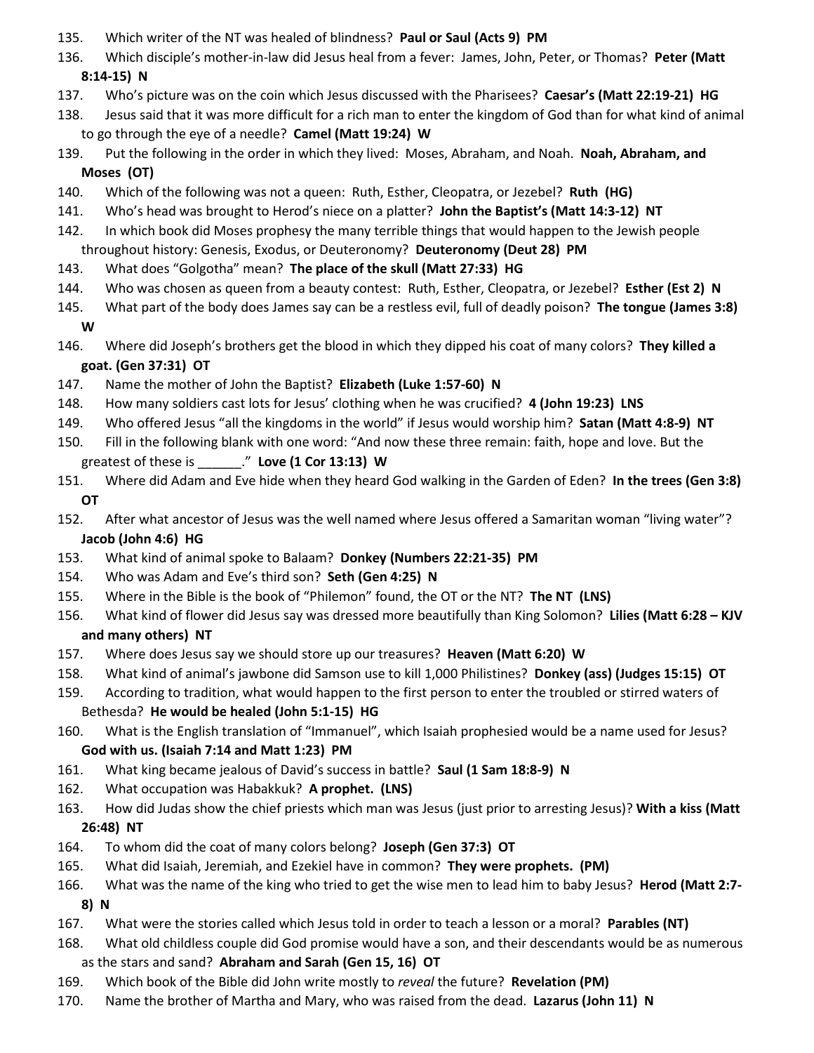135. Which writer of the NT was healed of blindness? **Paul or Saul (Acts 9) PM**
136. Which disciple's mother-in-law did Jesus heal from a fever: James, John, Peter, or Thomas? **Peter (Matt 8:14-15) N**
137. Who's picture was on the coin which Jesus discussed with the Pharisees? **Caesar's (Matt 22:19-21) HG**
138. Jesus said that it was more difficult for a rich man to enter the kingdom of God than for what kind of animal to go through the eye of a needle? **Camel (Matt 19:24) W**
139. Put the following in the order in which they lived: Moses, Abraham, and Noah. **Noah, Abraham, and Moses (OT)**
140. Which of the following was not a queen: Ruth, Esther, Cleopatra, or Jezebel? **Ruth (HG)**
141. Who's head was brought to Herod's niece on a platter? **John the Baptist's (Matt 14:3-12) NT**
142. In which book did Moses prophesy the many terrible things that would happen to the Jewish people throughout history: Genesis, Exodus, or Deuteronomy? **Deuteronomy (Deut 28) PM**
143. What does "Golgotha" mean? **The place of the skull (Matt 27:33) HG**
144. Who was chosen as queen from a beauty contest: Ruth, Esther, Cleopatra, or Jezebel? **Esther (Est 2) N**
145. What part of the body does James say can be a restless evil, full of deadly poison? **The tongue (James 3:8) W**
146. Where did Joseph's brothers get the blood in which they dipped his coat of many colors? **They killed a goat. (Gen 37:31) OT**
147. Name the mother of John the Baptist? **Elizabeth (Luke 1:57-60) N**
148. How many soldiers cast lots for Jesus' clothing when he was crucified? **4 (John 19:23) LNS**
149. Who offered Jesus "all the kingdoms in the world" if Jesus would worship him? **Satan (Matt 4:8-9) NT**
150. Fill in the following blank with one word: "And now these three remain: faith, hope and love. But the greatest of these is ______." **Love (1 Cor 13:13) W**
151. Where did Adam and Eve hide when they heard God walking in the Garden of Eden? **In the trees (Gen 3:8) OT**
152. After what ancestor of Jesus was the well named where Jesus offered a Samaritan woman "living water"? **Jacob (John 4:6) HG**
153. What kind of animal spoke to Balaam? **Donkey (Numbers 22:21-35) PM**
154. Who was Adam and Eve's third son? **Seth (Gen 4:25) N**
155. Where in the Bible is the book of "Philemon" found, the OT or the NT? **The NT (LNS)**
156. What kind of flower did Jesus say was dressed more beautifully than King Solomon? **Lilies (Matt 6:28 – KJV and many others) NT**
157. Where does Jesus say we should store up our treasures? **Heaven (Matt 6:20) W**
158. What kind of animal's jawbone did Samson use to kill 1,000 Philistines? **Donkey (ass) (Judges 15:15) OT**
159. According to tradition, what would happen to the first person to enter the troubled or stirred waters of Bethesda? **He would be healed (John 5:1-15) HG**
160. What is the English translation of "Immanuel", which Isaiah prophesied would be a name used for Jesus? **God with us. (Isaiah 7:14 and Matt 1:23) PM**
161. What king became jealous of David's success in battle? **Saul (1 Sam 18:8-9) N**
162. What occupation was Habakkuk? **A prophet. (LNS)**
163. How did Judas show the chief priests which man was Jesus (just prior to arresting Jesus)? **With a kiss (Matt 26:48) NT**
164. To whom did the coat of many colors belong? **Joseph (Gen 37:3) OT**
165. What did Isaiah, Jeremiah, and Ezekiel have in common? **They were prophets. (PM)**
166. What was the name of the king who tried to get the wise men to lead him to baby Jesus? **Herod (Matt 2:7-8) N**
167. What were the stories called which Jesus told in order to teach a lesson or a moral? **Parables (NT)**
168. What old childless couple did God promise would have a son, and their descendants would be as numerous as the stars and sand? **Abraham and Sarah (Gen 15, 16) OT**
169. Which book of the Bible did John write mostly to *reveal* the future? **Revelation (PM)**
170. Name the brother of Martha and Mary, who was raised from the dead. **Lazarus (John 11) N**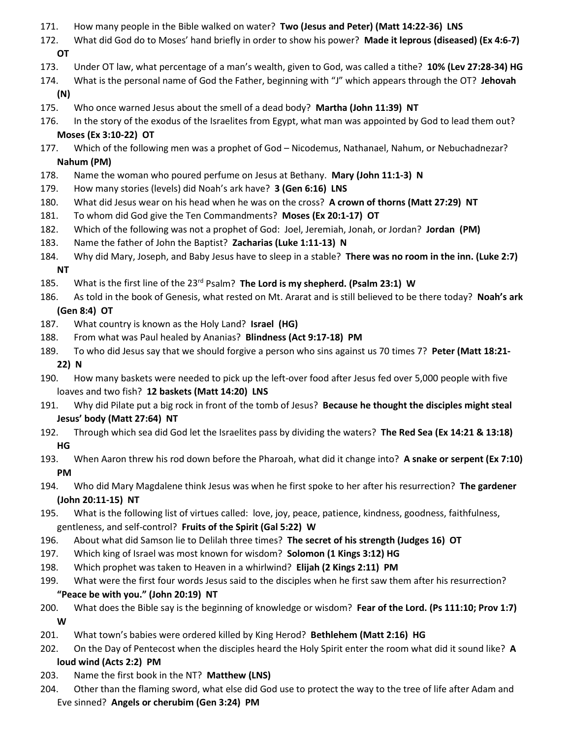171. How many people in the Bible walked on water? **Two (Jesus and Peter) (Matt 14:22-36) LNS**

172. What did God do to Moses' hand briefly in order to show his power? **Made it leprous (diseased) (Ex 4:6-7) OT**

173. Under OT law, what percentage of a man's wealth, given to God, was called a tithe? **10% (Lev 27:28-34) HG**

174. What is the personal name of God the Father, beginning with "J" which appears through the OT? **Jehovah (N)**

175. Who once warned Jesus about the smell of a dead body? **Martha (John 11:39) NT**

176. In the story of the exodus of the Israelites from Egypt, what man was appointed by God to lead them out? **Moses (Ex 3:10-22) OT**

177. Which of the following men was a prophet of God – Nicodemus, Nathanael, Nahum, or Nebuchadnezzar? **Nahum (PM)**

178. Name the woman who poured perfume on Jesus at Bethany. **Mary (John 11:1-3) N**

179. How many stories (levels) did Noah's ark have? **3 (Gen 6:16) LNS**

180. What did Jesus wear on his head when he was on the cross? **A crown of thorns (Matt 27:29) NT**

181. To whom did God give the Ten Commandments? **Moses (Ex 20:1-17) OT**

182. Which of the following was not a prophet of God: Joel, Jeremiah, Jonah, or Jordan? **Jordan (PM)**

183. Name the father of John the Baptist? **Zacharias (Luke 1:11-13) N**

184. Why did Mary, Joseph, and Baby Jesus have to sleep in a stable? **There was no room in the inn. (Luke 2:7) NT**

185. What is the first line of the 23rd Psalm? **The Lord is my shepherd. (Psalm 23:1) W**

186. As told in the book of Genesis, what rested on Mt. Ararat and is still believed to be there today? **Noah's ark (Gen 8:4) OT**

187. What country is known as the Holy Land? **Israel (HG)**

188. From what was Paul healed by Ananias? **Blindness (Act 9:17-18) PM**

189. To who did Jesus say that we should forgive a person who sins against us 70 times 7? **Peter (Matt 18:21-22) N**

190. How many baskets were needed to pick up the left-over food after Jesus fed over 5,000 people with five loaves and two fish? **12 baskets (Matt 14:20) LNS**

191. Why did Pilate put a big rock in front of the tomb of Jesus? **Because he thought the disciples might steal Jesus' body (Matt 27:64) NT**

192. Through which sea did God let the Israelites pass by dividing the waters? **The Red Sea (Ex 14:21 & 13:18) HG**

193. When Aaron threw his rod down before the Pharoah, what did it change into? **A snake or serpent (Ex 7:10) PM**

194. Who did Mary Magdalene think Jesus was when he first spoke to her after his resurrection? **The gardener (John 20:11-15) NT**

195. What is the following list of virtues called: love, joy, peace, patience, kindness, goodness, faithfulness, gentleness, and self-control? **Fruits of the Spirit (Gal 5:22) W**

196. About what did Samson lie to Delilah three times? **The secret of his strength (Judges 16) OT**

197. Which king of Israel was most known for wisdom? **Solomon (1 Kings 3:12) HG**

198. Which prophet was taken to Heaven in a whirlwind? **Elijah (2 Kings 2:11) PM**

199. What were the first four words Jesus said to the disciples when he first saw them after his resurrection? **"Peace be with you." (John 20:19) NT**

200. What does the Bible say is the beginning of knowledge or wisdom? **Fear of the Lord. (Ps 111:10; Prov 1:7) W**

201. What town's babies were ordered killed by King Herod? **Bethlehem (Matt 2:16) HG**

202. On the Day of Pentecost when the disciples heard the Holy Spirit enter the room what did it sound like? **A loud wind (Acts 2:2) PM**

203. Name the first book in the NT? **Matthew (LNS)**

204. Other than the flaming sword, what else did God use to protect the way to the tree of life after Adam and Eve sinned? **Angels or cherubim (Gen 3:24) PM**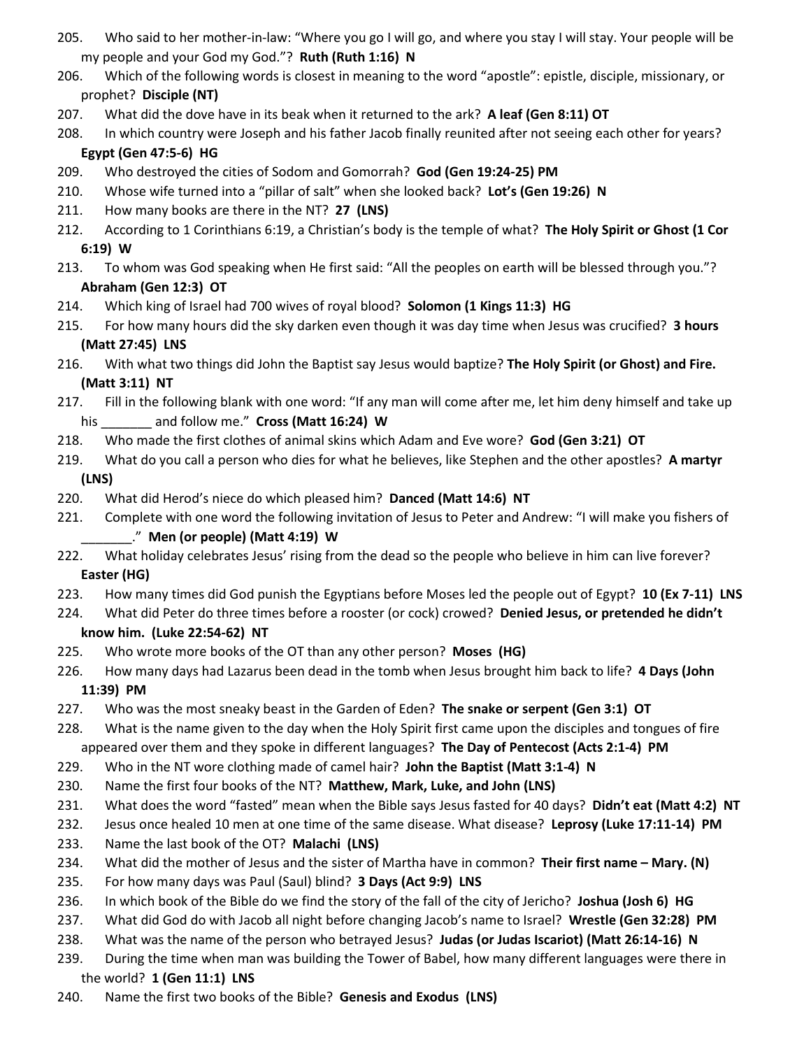205. Who said to her mother-in-law: “Where you go I will go, and where you stay I will stay. Your people will be my people and your God my God.”? **Ruth (Ruth 1:16) N**
206. Which of the following words is closest in meaning to the word “apostle”: epistle, disciple, missionary, or prophet? **Disciple (NT)**
207. What did the dove have in its beak when it returned to the ark? **A leaf (Gen 8:11) OT**
208. In which country were Joseph and his father Jacob finally reunited after not seeing each other for years? **Egypt (Gen 47:5-6) HG**
209. Who destroyed the cities of Sodom and Gomorrah? **God (Gen 19:24-25) PM**
210. Whose wife turned into a “pillar of salt” when she looked back? **Lot’s (Gen 19:26) N**
211. How many books are there in the NT? **27 (LNS)**
212. According to 1 Corinthians 6:19, a Christian’s body is the temple of what? **The Holy Spirit or Ghost (1 Cor 6:19) W**
213. To whom was God speaking when He first said: “All the peoples on earth will be blessed through you.”? **Abraham (Gen 12:3) OT**
214. Which king of Israel had 700 wives of royal blood? **Solomon (1 Kings 11:3) HG**
215. For how many hours did the sky darken even though it was day time when Jesus was crucified? **3 hours (Matt 27:45) LNS**
216. With what two things did John the Baptist say Jesus would baptize? **The Holy Spirit (or Ghost) and Fire. (Matt 3:11) NT**
217. Fill in the following blank with one word: “If any man will come after me, let him deny himself and take up his _______ and follow me.” **Cross (Matt 16:24) W**
218. Who made the first clothes of animal skins which Adam and Eve wore? **God (Gen 3:21) OT**
219. What do you call a person who dies for what he believes, like Stephen and the other apostles? **A martyr (LNS)**
220. What did Herod’s niece do which pleased him? **Danced (Matt 14:6) NT**
221. Complete with one word the following invitation of Jesus to Peter and Andrew: “I will make you fishers of _______.” **Men (or people) (Matt 4:19) W**
222. What holiday celebrates Jesus’ rising from the dead so the people who believe in him can live forever? **Easter (HG)**
223. How many times did God punish the Egyptians before Moses led the people out of Egypt? **10 (Ex 7-11) LNS**
224. What did Peter do three times before a rooster (or cock) crowed? **Denied Jesus, or pretended he didn’t know him. (Luke 22:54-62) NT**
225. Who wrote more books of the OT than any other person? **Moses (HG)**
226. How many days had Lazarus been dead in the tomb when Jesus brought him back to life? **4 Days (John 11:39) PM**
227. Who was the most sneaky beast in the Garden of Eden? **The snake or serpent (Gen 3:1) OT**
228. What is the name given to the day when the Holy Spirit first came upon the disciples and tongues of fire appeared over them and they spoke in different languages? **The Day of Pentecost (Acts 2:1-4) PM**
229. Who in the NT wore clothing made of camel hair? **John the Baptist (Matt 3:1-4) N**
230. Name the first four books of the NT? **Matthew, Mark, Luke, and John (LNS)**
231. What does the word “fasted” mean when the Bible says Jesus fasted for 40 days? **Didn’t eat (Matt 4:2) NT**
232. Jesus once healed 10 men at one time of the same disease. What disease? **Leprosy (Luke 17:11-14) PM**
233. Name the last book of the OT? **Malachi (LNS)**
234. What did the mother of Jesus and the sister of Martha have in common? **Their first name – Mary. (N)**
235. For how many days was Paul (Saul) blind? **3 Days (Act 9:9) LNS**
236. In which book of the Bible do we find the story of the fall of the city of Jericho? **Joshua (Josh 6) HG**
237. What did God do with Jacob all night before changing Jacob’s name to Israel? **Wrestle (Gen 32:28) PM**
238. What was the name of the person who betrayed Jesus? **Judas (or Judas Iscariot) (Matt 26:14-16) N**
239. During the time when man was building the Tower of Babel, how many different languages were there in the world? **1 (Gen 11:1) LNS**
240. Name the first two books of the Bible? **Genesis and Exodus (LNS)**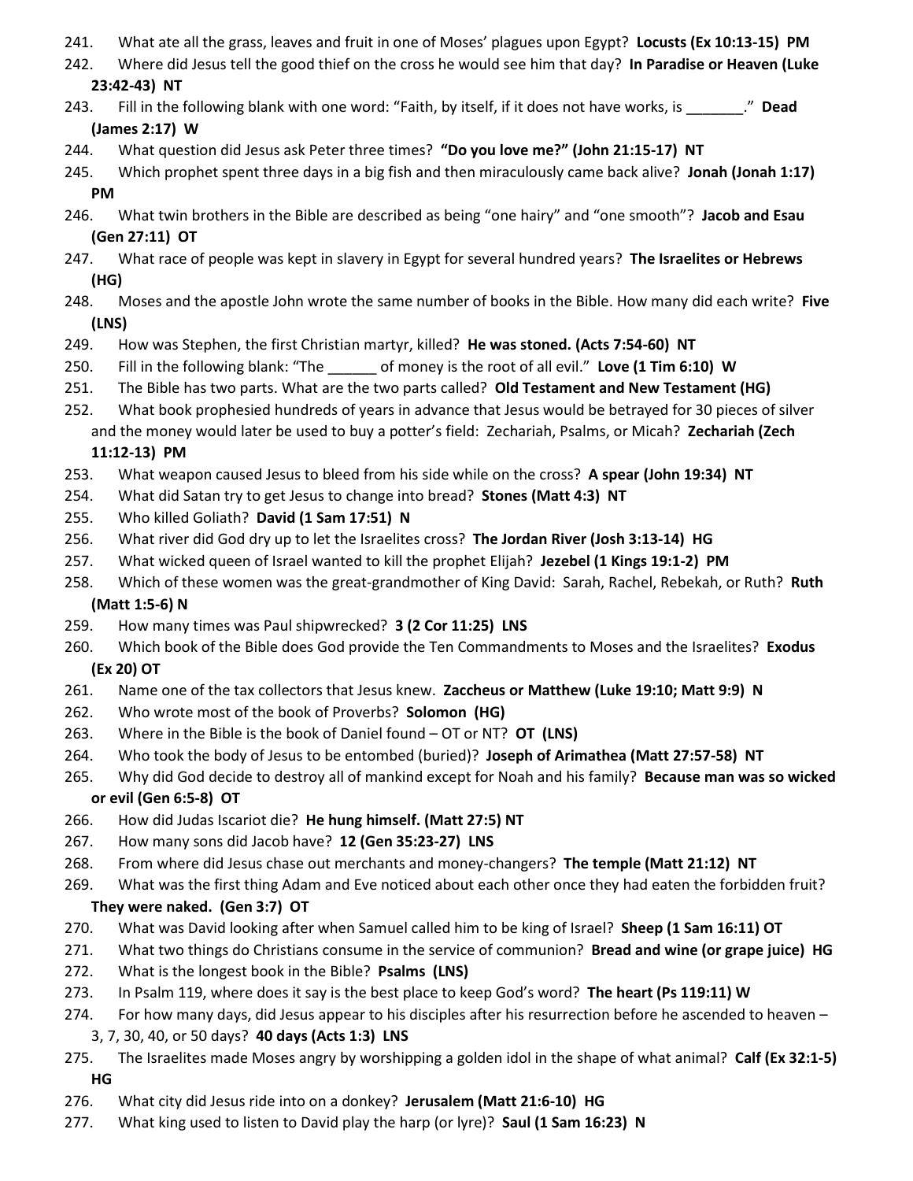241. What ate all the grass, leaves and fruit in one of Moses' plagues upon Egypt? **Locusts (Ex 10:13-15) PM**
242. Where did Jesus tell the good thief on the cross he would see him that day? **In Paradise or Heaven (Luke 23:42-43) NT**
243. Fill in the following blank with one word: "Faith, by itself, if it does not have works, is _______." **Dead (James 2:17) W**
244. What question did Jesus ask Peter three times? **"Do you love me?" (John 21:15-17) NT**
245. Which prophet spent three days in a big fish and then miraculously came back alive? **Jonah (Jonah 1:17) PM**
246. What twin brothers in the Bible are described as being "one hairy" and "one smooth"? **Jacob and Esau (Gen 27:11) OT**
247. What race of people was kept in slavery in Egypt for several hundred years? **The Israelites or Hebrews (HG)**
248. Moses and the apostle John wrote the same number of books in the Bible. How many did each write? **Five (LNS)**
249. How was Stephen, the first Christian martyr, killed? **He was stoned. (Acts 7:54-60) NT**
250. Fill in the following blank: "The ______ of money is the root of all evil." **Love (1 Tim 6:10) W**
251. The Bible has two parts. What are the two parts called? **Old Testament and New Testament (HG)**
252. What book prophesied hundreds of years in advance that Jesus would be betrayed for 30 pieces of silver and the money would later be used to buy a potter's field: Zechariah, Psalms, or Micah? **Zechariah (Zech 11:12-13) PM**
253. What weapon caused Jesus to bleed from his side while on the cross? **A spear (John 19:34) NT**
254. What did Satan try to get Jesus to change into bread? **Stones (Matt 4:3) NT**
255. Who killed Goliath? **David (1 Sam 17:51) N**
256. What river did God dry up to let the Israelites cross? **The Jordan River (Josh 3:13-14) HG**
257. What wicked queen of Israel wanted to kill the prophet Elijah? **Jezebel (1 Kings 19:1-2) PM**
258. Which of these women was the great-grandmother of King David: Sarah, Rachel, Rebekah, or Ruth? **Ruth (Matt 1:5-6) N**
259. How many times was Paul shipwrecked? **3 (2 Cor 11:25) LNS**
260. Which book of the Bible does God provide the Ten Commandments to Moses and the Israelites? **Exodus (Ex 20) OT**
261. Name one of the tax collectors that Jesus knew. **Zaccheus or Matthew (Luke 19:10; Matt 9:9) N**
262. Who wrote most of the book of Proverbs? **Solomon (HG)**
263. Where in the Bible is the book of Daniel found – OT or NT? **OT (LNS)**
264. Who took the body of Jesus to be entombed (buried)? **Joseph of Arimathea (Matt 27:57-58) NT**
265. Why did God decide to destroy all of mankind except for Noah and his family? **Because man was so wicked or evil (Gen 6:5-8) OT**
266. How did Judas Iscariot die? **He hung himself. (Matt 27:5) NT**
267. How many sons did Jacob have? **12 (Gen 35:23-27) LNS**
268. From where did Jesus chase out merchants and money-changers? **The temple (Matt 21:12) NT**
269. What was the first thing Adam and Eve noticed about each other once they had eaten the forbidden fruit? **They were naked. (Gen 3:7) OT**
270. What was David looking after when Samuel called him to be king of Israel? **Sheep (1 Sam 16:11) OT**
271. What two things do Christians consume in the service of communion? **Bread and wine (or grape juice) HG**
272. What is the longest book in the Bible? **Psalms (LNS)**
273. In Psalm 119, where does it say is the best place to keep God's word? **The heart (Ps 119:11) W**
274. For how many days, did Jesus appear to his disciples after his resurrection before he ascended to heaven – 3, 7, 30, 40, or 50 days? **40 days (Acts 1:3) LNS**
275. The Israelites made Moses angry by worshipping a golden idol in the shape of what animal? **Calf (Ex 32:1-5) HG**
276. What city did Jesus ride into on a donkey? **Jerusalem (Matt 21:6-10) HG**
277. What king used to listen to David play the harp (or lyre)? **Saul (1 Sam 16:23) N**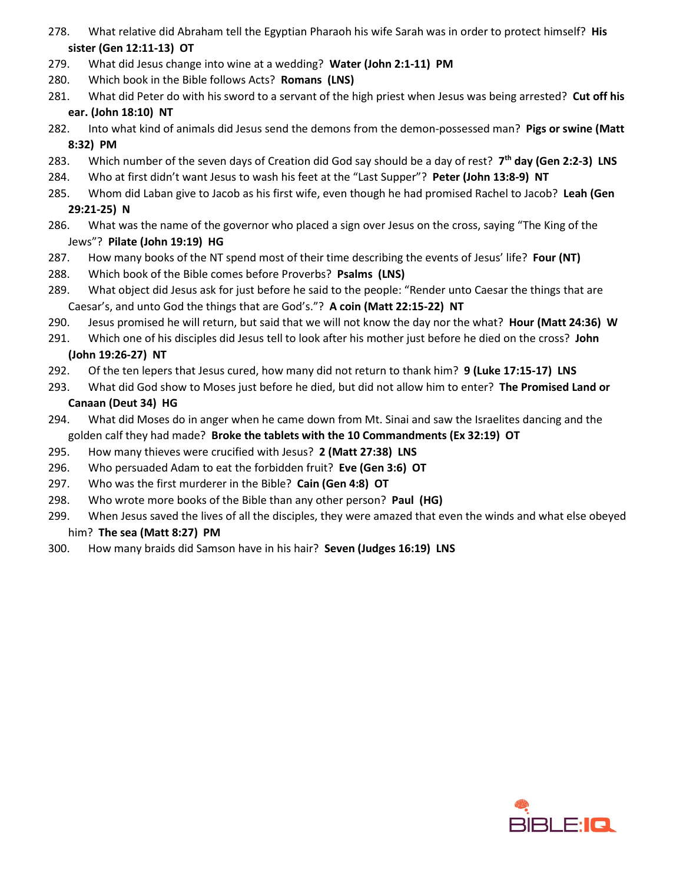278. What relative did Abraham tell the Egyptian Pharaoh his wife Sarah was in order to protect himself? **His sister (Gen 12:11-13) OT**
279. What did Jesus change into wine at a wedding? **Water (John 2:1-11) PM**
280. Which book in the Bible follows Acts? **Romans (LNS)**
281. What did Peter do with his sword to a servant of the high priest when Jesus was being arrested? **Cut off his ear. (John 18:10) NT**
282. Into what kind of animals did Jesus send the demons from the demon-possessed man? **Pigs or swine (Matt 8:32) PM**
283. Which number of the seven days of Creation did God say should be a day of rest? **7th day (Gen 2:2-3) LNS**
284. Who at first didn't want Jesus to wash his feet at the "Last Supper"? **Peter (John 13:8-9) NT**
285. Whom did Laban give to Jacob as his first wife, even though he had promised Rachel to Jacob? **Leah (Gen 29:21-25) N**
286. What was the name of the governor who placed a sign over Jesus on the cross, saying "The King of the Jews"? **Pilate (John 19:19) HG**
287. How many books of the NT spend most of their time describing the events of Jesus' life? **Four (NT)**
288. Which book of the Bible comes before Proverbs? **Psalms (LNS)**
289. What object did Jesus ask for just before he said to the people: "Render unto Caesar the things that are Caesar's, and unto God the things that are God's."? **A coin (Matt 22:15-22) NT**
290. Jesus promised he will return, but said that we will not know the day nor the what? **Hour (Matt 24:36) W**
291. Which one of his disciples did Jesus tell to look after his mother just before he died on the cross? **John (John 19:26-27) NT**
292. Of the ten lepers that Jesus cured, how many did not return to thank him? **9 (Luke 17:15-17) LNS**
293. What did God show to Moses just before he died, but did not allow him to enter? **The Promised Land or Canaan (Deut 34) HG**
294. What did Moses do in anger when he came down from Mt. Sinai and saw the Israelites dancing and the golden calf they had made? **Broke the tablets with the 10 Commandments (Ex 32:19) OT**
295. How many thieves were crucified with Jesus? **2 (Matt 27:38) LNS**
296. Who persuaded Adam to eat the forbidden fruit? **Eve (Gen 3:6) OT**
297. Who was the first murderer in the Bible? **Cain (Gen 4:8) OT**
298. Who wrote more books of the Bible than any other person? **Paul (HG)**
299. When Jesus saved the lives of all the disciples, they were amazed that even the winds and what else obeyed him? **The sea (Matt 8:27) PM**
300. How many braids did Samson have in his hair? **Seven (Judges 16:19) LNS**